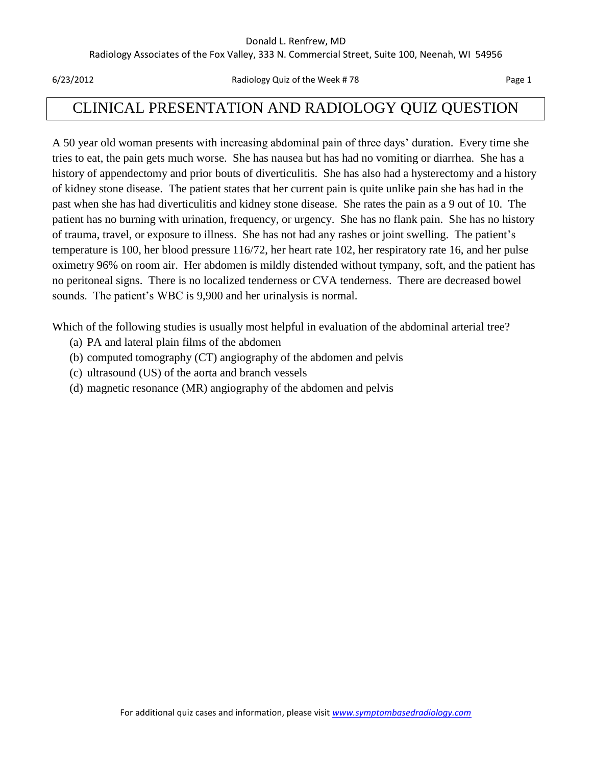# CLINICAL PRESENTATION AND RADIOLOGY QUIZ QUESTION

A 50 year old woman presents with increasing abdominal pain of three days' duration. Every time she tries to eat, the pain gets much worse. She has nausea but has had no vomiting or diarrhea. She has a history of appendectomy and prior bouts of diverticulitis. She has also had a hysterectomy and a history of kidney stone disease. The patient states that her current pain is quite unlike pain she has had in the past when she has had diverticulitis and kidney stone disease. She rates the pain as a 9 out of 10. The patient has no burning with urination, frequency, or urgency. She has no flank pain. She has no history of trauma, travel, or exposure to illness. She has not had any rashes or joint swelling. The patient's temperature is 100, her blood pressure 116/72, her heart rate 102, her respiratory rate 16, and her pulse oximetry 96% on room air. Her abdomen is mildly distended without tympany, soft, and the patient has no peritoneal signs. There is no localized tenderness or CVA tenderness. There are decreased bowel sounds. The patient's WBC is 9,900 and her urinalysis is normal.

Which of the following studies is usually most helpful in evaluation of the abdominal arterial tree?

(a) PA and lateral plain films of the abdomen
(b) computed tomography (CT) angiography of the abdomen and pelvis
(c) ultrasound (US) of the aorta and branch vessels
(d) magnetic resonance (MR) angiography of the abdomen and pelvis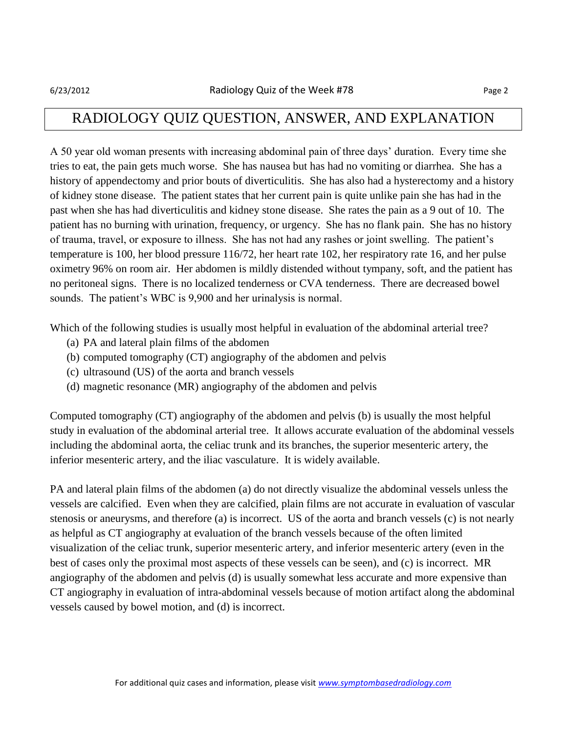# RADIOLOGY QUIZ QUESTION, ANSWER, AND EXPLANATION

A 50 year old woman presents with increasing abdominal pain of three days' duration. Every time she tries to eat, the pain gets much worse. She has nausea but has had no vomiting or diarrhea. She has a history of appendectomy and prior bouts of diverticulitis. She has also had a hysterectomy and a history of kidney stone disease. The patient states that her current pain is quite unlike pain she has had in the past when she has had diverticulitis and kidney stone disease. She rates the pain as a 9 out of 10. The patient has no burning with urination, frequency, or urgency. She has no flank pain. She has no history of trauma, travel, or exposure to illness. She has not had any rashes or joint swelling. The patient's temperature is 100, her blood pressure 116/72, her heart rate 102, her respiratory rate 16, and her pulse oximetry 96% on room air. Her abdomen is mildly distended without tympany, soft, and the patient has no peritoneal signs. There is no localized tenderness or CVA tenderness. There are decreased bowel sounds. The patient's WBC is 9,900 and her urinalysis is normal.

Which of the following studies is usually most helpful in evaluation of the abdominal arterial tree?

(a) PA and lateral plain films of the abdomen
(b) computed tomography (CT) angiography of the abdomen and pelvis
(c) ultrasound (US) of the aorta and branch vessels
(d) magnetic resonance (MR) angiography of the abdomen and pelvis

Computed tomography (CT) angiography of the abdomen and pelvis (b) is usually the most helpful study in evaluation of the abdominal arterial tree. It allows accurate evaluation of the abdominal vessels including the abdominal aorta, the celiac trunk and its branches, the superior mesenteric artery, the inferior mesenteric artery, and the iliac vasculature. It is widely available.

PA and lateral plain films of the abdomen (a) do not directly visualize the abdominal vessels unless the vessels are calcified. Even when they are calcified, plain films are not accurate in evaluation of vascular stenosis or aneurysms, and therefore (a) is incorrect. US of the aorta and branch vessels (c) is not nearly as helpful as CT angiography at evaluation of the branch vessels because of the often limited visualization of the celiac trunk, superior mesenteric artery, and inferior mesenteric artery (even in the best of cases only the proximal most aspects of these vessels can be seen), and (c) is incorrect. MR angiography of the abdomen and pelvis (d) is usually somewhat less accurate and more expensive than CT angiography in evaluation of intra-abdominal vessels because of motion artifact along the abdominal vessels caused by bowel motion, and (d) is incorrect.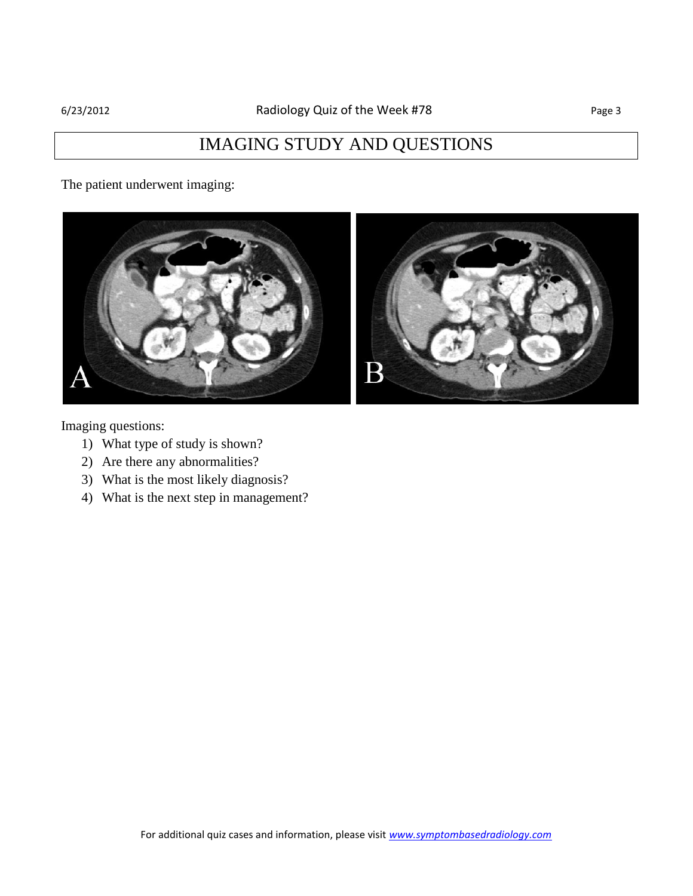# IMAGING STUDY AND QUESTIONS

The patient underwent imaging:

Imaging questions:

1) What type of study is shown?
2) Are there any abnormalities?
3) What is the most likely diagnosis?
4) What is the next step in management?

For additional quiz cases and information, please visit www.symptombasedradiology.com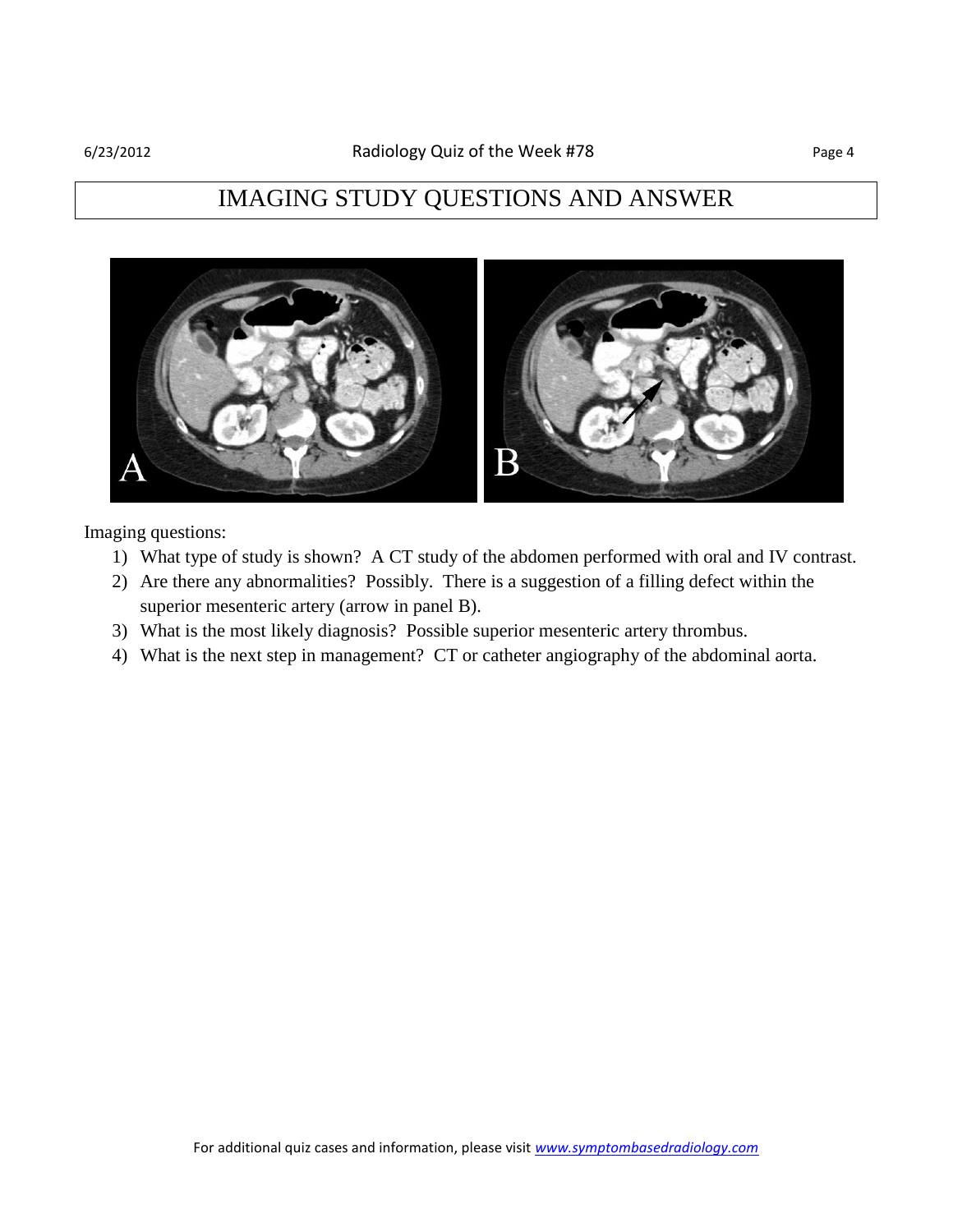# IMAGING STUDY QUESTIONS AND ANSWER

Imaging questions:

1) What type of study is shown? A CT study of the abdomen performed with oral and IV contrast.
2) Are there any abnormalities? Possibly. There is a suggestion of a filling defect within the superior mesenteric artery (arrow in panel B).
3) What is the most likely diagnosis? Possible superior mesenteric artery thrombus.
4) What is the next step in management? CT or catheter angiography of the abdominal aorta.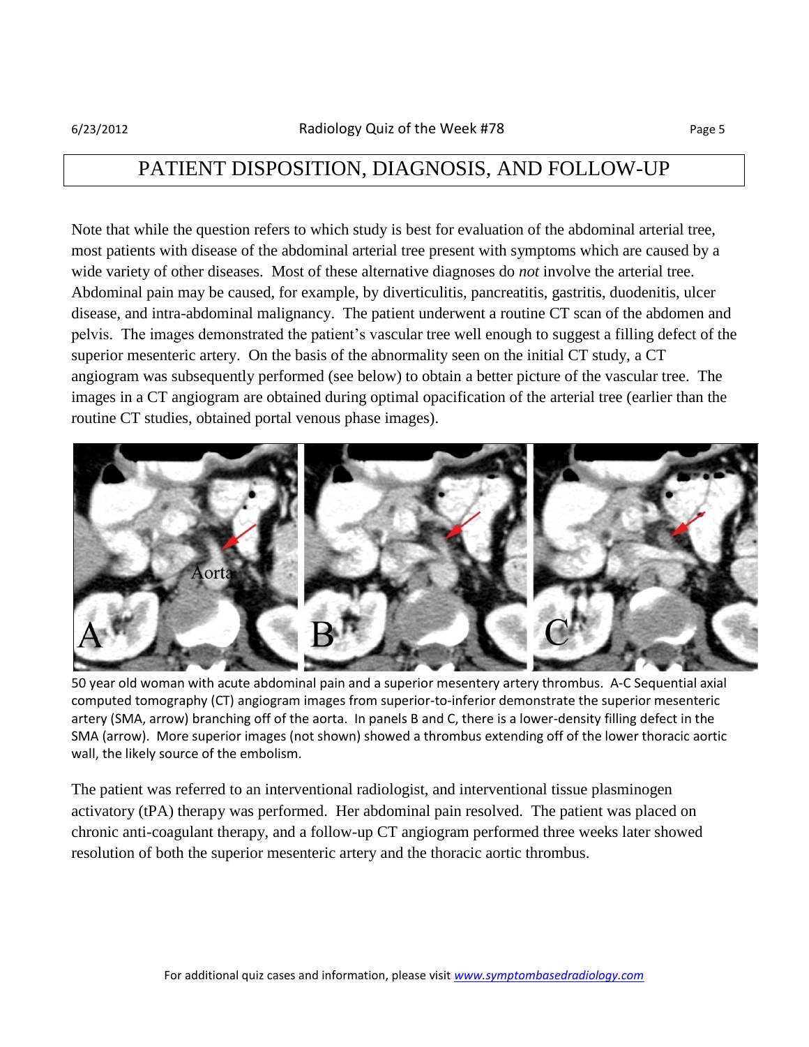# PATIENT DISPOSITION, DIAGNOSIS, AND FOLLOW-UP

Note that while the question refers to which study is best for evaluation of the abdominal arterial tree, most patients with disease of the abdominal arterial tree present with symptoms which are caused by a wide variety of other diseases. Most of these alternative diagnoses do *not* involve the arterial tree. Abdominal pain may be caused, for example, by diverticulitis, pancreatitis, gastritis, duodenitis, ulcer disease, and intra-abdominal malignancy. The patient underwent a routine CT scan of the abdomen and pelvis. The images demonstrated the patient's vascular tree well enough to suggest a filling defect of the superior mesenteric artery. On the basis of the abnormality seen on the initial CT study, a CT angiogram was subsequently performed (see below) to obtain a better picture of the vascular tree. The images in a CT angiogram are obtained during optimal opacification of the arterial tree (earlier than the routine CT studies, obtained portal venous phase images).

50 year old woman with acute abdominal pain and a superior mesentery artery thrombus. A-C Sequential axial computed tomography (CT) angiogram images from superior-to-inferior demonstrate the superior mesenteric artery (SMA, arrow) branching off of the aorta. In panels B and C, there is a lower-density filling defect in the SMA (arrow). More superior images (not shown) showed a thrombus extending off of the lower thoracic aortic wall, the likely source of the embolism.

The patient was referred to an interventional radiologist, and interventional tissue plasminogen activatory (tPA) therapy was performed. Her abdominal pain resolved. The patient was placed on chronic anti-coagulant therapy, and a follow-up CT angiogram performed three weeks later showed resolution of both the superior mesenteric artery and the thoracic aortic thrombus.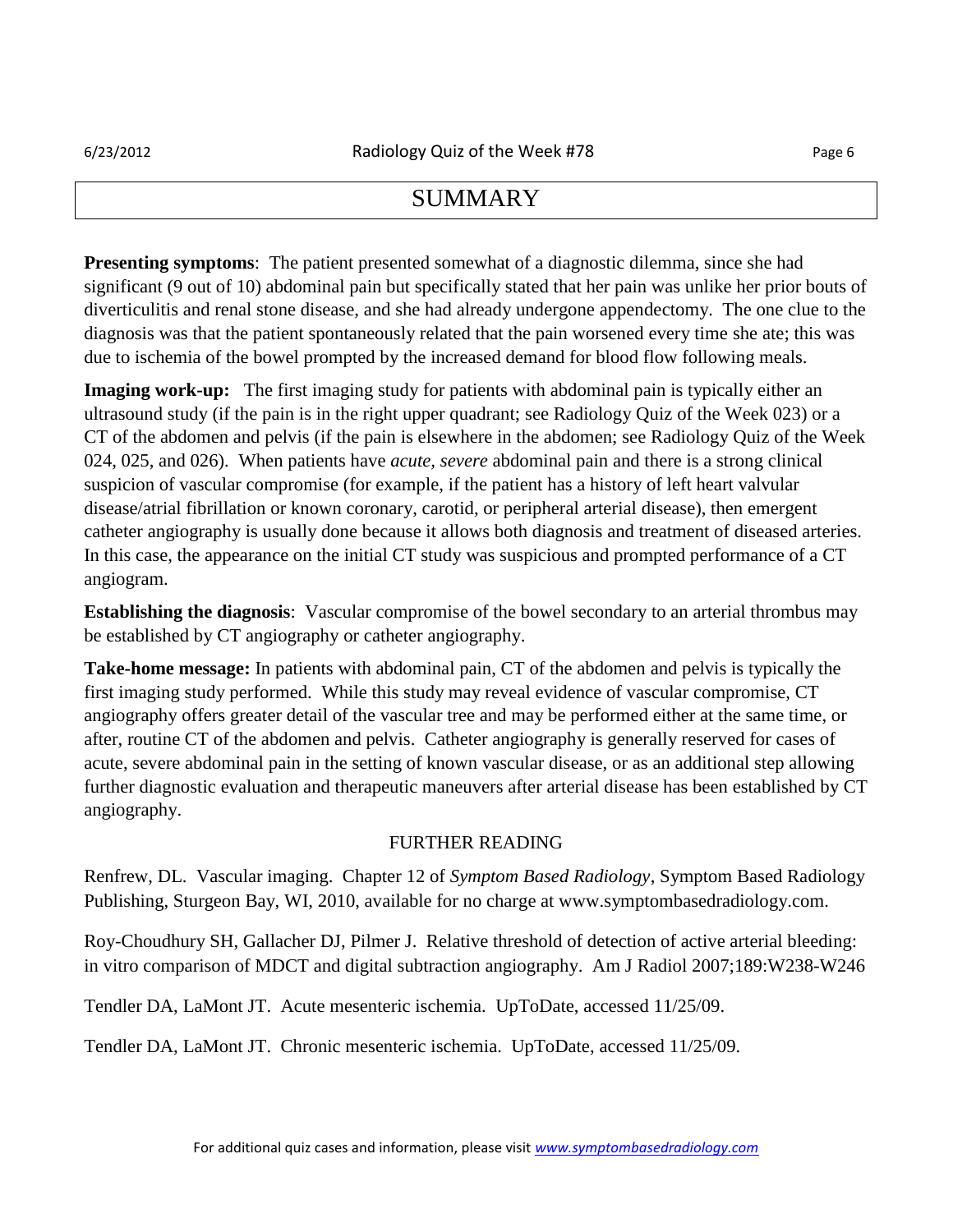# SUMMARY

**Presenting symptoms**: The patient presented somewhat of a diagnostic dilemma, since she had significant (9 out of 10) abdominal pain but specifically stated that her pain was unlike her prior bouts of diverticulitis and renal stone disease, and she had already undergone appendectomy. The one clue to the diagnosis was that the patient spontaneously related that the pain worsened every time she ate; this was due to ischemia of the bowel prompted by the increased demand for blood flow following meals.

**Imaging work-up:** The first imaging study for patients with abdominal pain is typically either an ultrasound study (if the pain is in the right upper quadrant; see Radiology Quiz of the Week 023) or a CT of the abdomen and pelvis (if the pain is elsewhere in the abdomen; see Radiology Quiz of the Week 024, 025, and 026). When patients have *acute, severe* abdominal pain and there is a strong clinical suspicion of vascular compromise (for example, if the patient has a history of left heart valvular disease/atrial fibrillation or known coronary, carotid, or peripheral arterial disease), then emergent catheter angiography is usually done because it allows both diagnosis and treatment of diseased arteries. In this case, the appearance on the initial CT study was suspicious and prompted performance of a CT angiogram.

**Establishing the diagnosis**: Vascular compromise of the bowel secondary to an arterial thrombus may be established by CT angiography or catheter angiography.

**Take-home message:** In patients with abdominal pain, CT of the abdomen and pelvis is typically the first imaging study performed. While this study may reveal evidence of vascular compromise, CT angiography offers greater detail of the vascular tree and may be performed either at the same time, or after, routine CT of the abdomen and pelvis. Catheter angiography is generally reserved for cases of acute, severe abdominal pain in the setting of known vascular disease, or as an additional step allowing further diagnostic evaluation and therapeutic maneuvers after arterial disease has been established by CT angiography.

## FURTHER READING

Renfrew, DL. Vascular imaging. Chapter 12 of *Symptom Based Radiology*, Symptom Based Radiology Publishing, Sturgeon Bay, WI, 2010, available for no charge at www.symptombasedradiology.com.

Roy-Choudhury SH, Gallacher DJ, Pilmer J. Relative threshold of detection of active arterial bleeding: in vitro comparison of MDCT and digital subtraction angiography. Am J Radiol 2007;189:W238-W246

Tendler DA, LaMont JT. Acute mesenteric ischemia. UpToDate, accessed 11/25/09.

Tendler DA, LaMont JT. Chronic mesenteric ischemia. UpToDate, accessed 11/25/09.

For additional quiz cases and information, please visit *www.symptombasedradiology.com*